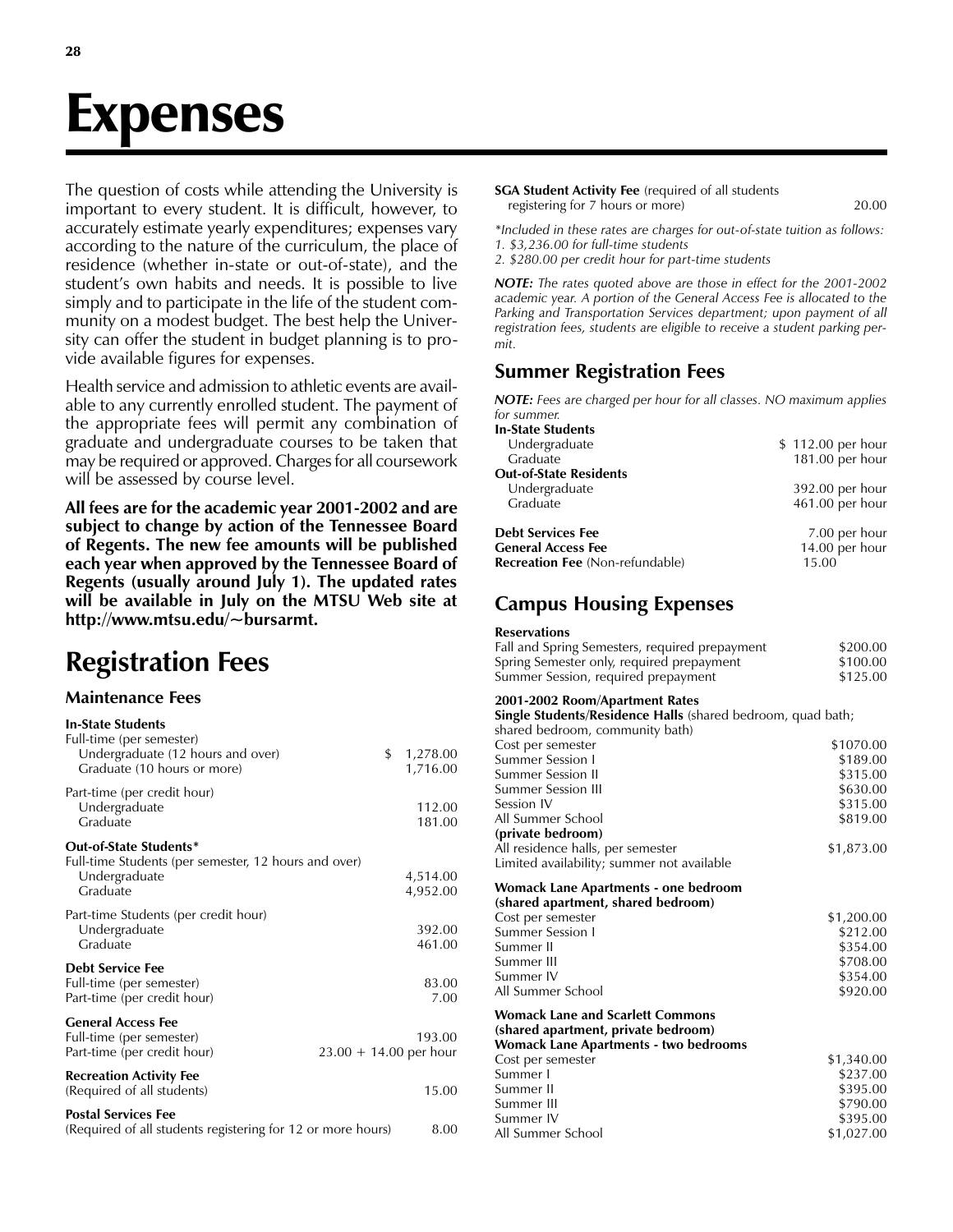# Expenses

The question of costs while attending the University is important to every student. It is difficult, however, to accurately estimate yearly expenditures; expenses vary according to the nature of the curriculum, the place of residence (whether in-state or out-of-state), and the student's own habits and needs. It is possible to live simply and to participate in the life of the student community on a modest budget. The best help the University can offer the student in budget planning is to provide available figures for expenses.

Health service and admission to athletic events are available to any currently enrolled student. The payment of the appropriate fees will permit any combination of graduate and undergraduate courses to be taken that may be required or approved. Charges for all coursework will be assessed by course level.

**All fees are for the academic year 2001-2002 and are subject to change by action of the Tennessee Board of Regents. The new fee amounts will be published each year when approved by the Tennessee Board of Regents (usually around July 1). The updated rates will be available in July on the MTSU Web site at http://www.mtsu.edu/~bursarmt.**

## Registration Fees

### Maintenance Fees

| | |
|---|---|
| **In-State Students** | |
| Full-time (per semester) | |
| Undergraduate (12 hours and over) | $ 1,278.00 |
| Graduate (10 hours or more) | 1,716.00 |
| Part-time (per credit hour) | |
| Undergraduate | 112.00 |
| Graduate | 181.00 |
| **Out-of-State Students*** | |
| Full-time Students (per semester, 12 hours and over) | |
| Undergraduate | 4,514.00 |
| Graduate | 4,952.00 |
| Part-time Students (per credit hour) | |
| Undergraduate | 392.00 |
| Graduate | 461.00 |
| **Debt Service Fee** | |
| Full-time (per semester) | 83.00 |
| Part-time (per credit hour) | 7.00 |
| **General Access Fee** | |
| Full-time (per semester) | 193.00 |
| Part-time (per credit hour) | 23.00 + 14.00 per hour |
| **Recreation Activity Fee** | |
| (Required of all students) | 15.00 |
| **Postal Services Fee** | |
| (Required of all students registering for 12 or more hours) | 8.00 |
| **SGA Student Activity Fee** (required of all students registering for 7 hours or more) | 20.00 |

*Included in these rates are charges for out-of-state tuition as follows:
1. $3,236.00 for full-time students
2. $280.00 per credit hour for part-time students*

***NOTE:** The rates quoted above are those in effect for the 2001-2002 academic year. A portion of the General Access Fee is allocated to the Parking and Transportation Services department; upon payment of all registration fees, students are eligible to receive a student parking permit.*

### Summer Registration Fees

***NOTE:** Fees are charged per hour for all classes. NO maximum applies for summer.*

| | |
|---|---|
| **In-State Students** | |
| Undergraduate | $ 112.00 per hour |
| Graduate | 181.00 per hour |
| **Out-of-State Residents** | |
| Undergraduate | 392.00 per hour |
| Graduate | 461.00 per hour |
| **Debt Services Fee** | 7.00 per hour |
| **General Access Fee** | 14.00 per hour |
| **Recreation Fee** (Non-refundable) | 15.00 |

### Campus Housing Expenses

| | |
|---|---|
| **Reservations** | |
| Fall and Spring Semesters, required prepayment | $200.00 |
| Spring Semester only, required prepayment | $100.00 |
| Summer Session, required prepayment | $125.00 |
| **2001-2002 Room/Apartment Rates** | |
| **Single Students/Residence Halls** (shared bedroom, quad bath; shared bedroom, community bath) | |
| Cost per semester | $1070.00 |
| Summer Session I | $189.00 |
| Summer Session II | $315.00 |
| Summer Session III | $630.00 |
| Session IV | $315.00 |
| All Summer School | $819.00 |
| **(private bedroom)** | |
| All residence halls, per semester | $1,873.00 |
| Limited availability; summer not available | |
| **Womack Lane Apartments - one bedroom (shared apartment, shared bedroom)** | |
| Cost per semester | $1,200.00 |
| Summer Session I | $212.00 |
| Summer II | $354.00 |
| Summer III | $708.00 |
| Summer IV | $354.00 |
| All Summer School | $920.00 |
| **Womack Lane and Scarlett Commons (shared apartment, private bedroom)** | |
| **Womack Lane Apartments - two bedrooms** | |
| Cost per semester | $1,340.00 |
| Summer I | $237.00 |
| Summer II | $395.00 |
| Summer III | $790.00 |
| Summer IV | $395.00 |
| All Summer School | $1,027.00 |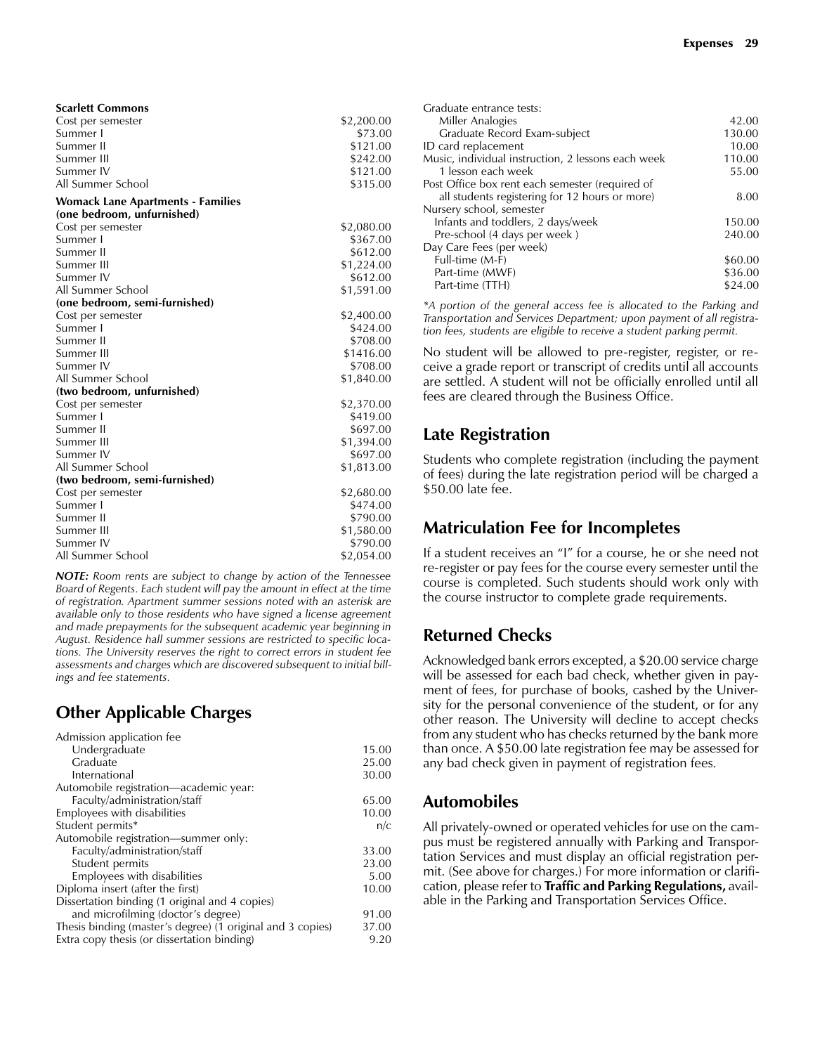**Scarlett Commons**

| | |
|---|---|
| Cost per semester | $2,200.00 |
| Summer I | $73.00 |
| Summer II | $121.00 |
| Summer III | $242.00 |
| Summer IV | $121.00 |
| All Summer School | $315.00 |

**Womack Lane Apartments - Families**

**(one bedroom, unfurnished)**

| | |
|---|---|
| Cost per semester | $2,080.00 |
| Summer I | $367.00 |
| Summer II | $612.00 |
| Summer III | $1,224.00 |
| Summer IV | $612.00 |
| All Summer School | $1,591.00 |

**(one bedroom, semi-furnished)**

| | |
|---|---|
| Cost per semester | $2,400.00 |
| Summer I | $424.00 |
| Summer II | $708.00 |
| Summer III | $1416.00 |
| Summer IV | $708.00 |
| All Summer School | $1,840.00 |

**(two bedroom, unfurnished)**

| | |
|---|---|
| Cost per semester | $2,370.00 |
| Summer I | $419.00 |
| Summer II | $697.00 |
| Summer III | $1,394.00 |
| Summer IV | $697.00 |
| All Summer School | $1,813.00 |

**(two bedroom, semi-furnished)**

| | |
|---|---|
| Cost per semester | $2,680.00 |
| Summer I | $474.00 |
| Summer II | $790.00 |
| Summer III | $1,580.00 |
| Summer IV | $790.00 |
| All Summer School | $2,054.00 |

***NOTE:*** *Room rents are subject to change by action of the Tennessee Board of Regents. Each student will pay the amount in effect at the time of registration. Apartment summer sessions noted with an asterisk are available only to those residents who have signed a license agreement and made prepayments for the subsequent academic year beginning in August. Residence hall summer sessions are restricted to specific locations. The University reserves the right to correct errors in student fee assessments and charges which are discovered subsequent to initial billings and fee statements.*

## Other Applicable Charges

| | |
|---|---|
| Admission application fee | |
| Undergraduate | 15.00 |
| Graduate | 25.00 |
| International | 30.00 |
| Automobile registration—academic year: | |
| Faculty/administration/staff | 65.00 |
| Employees with disabilities | 10.00 |
| Student permits* | n/c |
| Automobile registration—summer only: | |
| Faculty/administration/staff | 33.00 |
| Student permits | 23.00 |
| Employees with disabilities | 5.00 |
| Diploma insert (after the first) | 10.00 |
| Dissertation binding (1 original and 4 copies) and microfilming (doctor's degree) | 91.00 |
| Thesis binding (master's degree) (1 original and 3 copies) | 37.00 |
| Extra copy thesis (or dissertation binding) | 9.20 |
| Graduate entrance tests: | |
| Miller Analogies | 42.00 |
| Graduate Record Exam-subject | 130.00 |
| ID card replacement | 10.00 |
| Music, individual instruction, 2 lessons each week | 110.00 |
| 1 lesson each week | 55.00 |
| Post Office box rent each semester (required of all students registering for 12 hours or more) | 8.00 |
| Nursery school, semester | |
| Infants and toddlers, 2 days/week | 150.00 |
| Pre-school (4 days per week ) | 240.00 |
| Day Care Fees (per week) | |
| Full-time (M-F) | $60.00 |
| Part-time (MWF) | $36.00 |
| Part-time (TTH) | $24.00 |

*\*A portion of the general access fee is allocated to the Parking and Transportation and Services Department; upon payment of all registration fees, students are eligible to receive a student parking permit.*

No student will be allowed to pre-register, register, or receive a grade report or transcript of credits until all accounts are settled. A student will not be officially enrolled until all fees are cleared through the Business Office.

## Late Registration

Students who complete registration (including the payment of fees) during the late registration period will be charged a $50.00 late fee.

## Matriculation Fee for Incompletes

If a student receives an "I" for a course, he or she need not re-register or pay fees for the course every semester until the course is completed. Such students should work only with the course instructor to complete grade requirements.

## Returned Checks

Acknowledged bank errors excepted, a $20.00 service charge will be assessed for each bad check, whether given in payment of fees, for purchase of books, cashed by the University for the personal convenience of the student, or for any other reason. The University will decline to accept checks from any student who has checks returned by the bank more than once. A $50.00 late registration fee may be assessed for any bad check given in payment of registration fees.

## Automobiles

All privately-owned or operated vehicles for use on the campus must be registered annually with Parking and Transportation Services and must display an official registration permit. (See above for charges.) For more information or clarification, please refer to **Traffic and Parking Regulations,** available in the Parking and Transportation Services Office.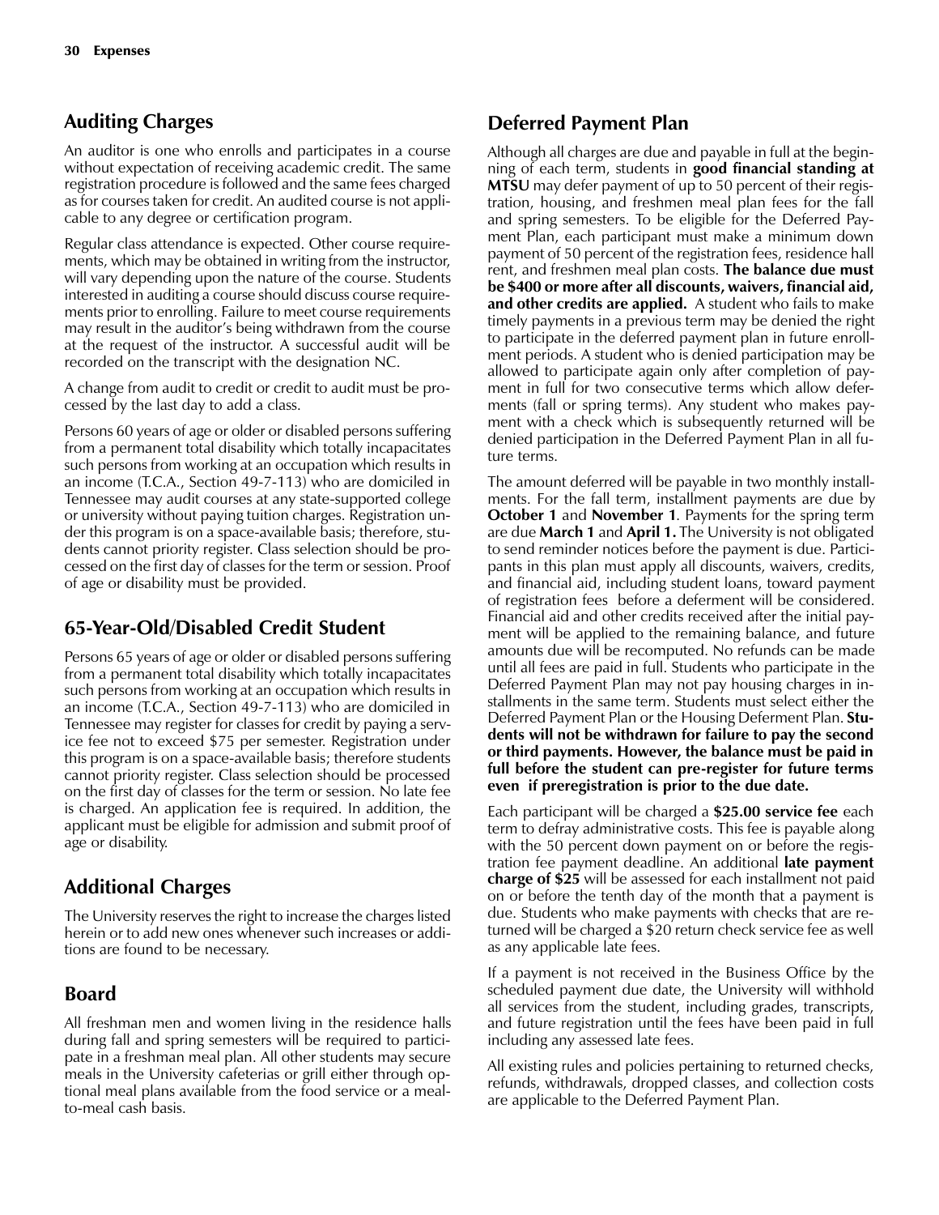## Auditing Charges

An auditor is one who enrolls and participates in a course without expectation of receiving academic credit. The same registration procedure is followed and the same fees charged as for courses taken for credit. An audited course is not applicable to any degree or certification program.

Regular class attendance is expected. Other course requirements, which may be obtained in writing from the instructor, will vary depending upon the nature of the course. Students interested in auditing a course should discuss course requirements prior to enrolling. Failure to meet course requirements may result in the auditor's being withdrawn from the course at the request of the instructor. A successful audit will be recorded on the transcript with the designation NC.

A change from audit to credit or credit to audit must be processed by the last day to add a class.

Persons 60 years of age or older or disabled persons suffering from a permanent total disability which totally incapacitates such persons from working at an occupation which results in an income (T.C.A., Section 49-7-113) who are domiciled in Tennessee may audit courses at any state-supported college or university without paying tuition charges. Registration under this program is on a space-available basis; therefore, students cannot priority register. Class selection should be processed on the first day of classes for the term or session. Proof of age or disability must be provided.

## 65-Year-Old/Disabled Credit Student

Persons 65 years of age or older or disabled persons suffering from a permanent total disability which totally incapacitates such persons from working at an occupation which results in an income (T.C.A., Section 49-7-113) who are domiciled in Tennessee may register for classes for credit by paying a service fee not to exceed $75 per semester. Registration under this program is on a space-available basis; therefore students cannot priority register. Class selection should be processed on the first day of classes for the term or session. No late fee is charged. An application fee is required. In addition, the applicant must be eligible for admission and submit proof of age or disability.

## Additional Charges

The University reserves the right to increase the charges listed herein or to add new ones whenever such increases or additions are found to be necessary.

## Board

All freshman men and women living in the residence halls during fall and spring semesters will be required to participate in a freshman meal plan. All other students may secure meals in the University cafeterias or grill either through optional meal plans available from the food service or a meal-to-meal cash basis.

## Deferred Payment Plan

Although all charges are due and payable in full at the beginning of each term, students in **good financial standing at MTSU** may defer payment of up to 50 percent of their registration, housing, and freshmen meal plan fees for the fall and spring semesters. To be eligible for the Deferred Payment Plan, each participant must make a minimum down payment of 50 percent of the registration fees, residence hall rent, and freshmen meal plan costs. **The balance due must be $400 or more after all discounts, waivers, financial aid, and other credits are applied.** A student who fails to make timely payments in a previous term may be denied the right to participate in the deferred payment plan in future enrollment periods. A student who is denied participation may be allowed to participate again only after completion of payment in full for two consecutive terms which allow deferments (fall or spring terms). Any student who makes payment with a check which is subsequently returned will be denied participation in the Deferred Payment Plan in all future terms.

The amount deferred will be payable in two monthly installments. For the fall term, installment payments are due by **October 1** and **November 1**. Payments for the spring term are due **March 1** and **April 1.** The University is not obligated to send reminder notices before the payment is due. Participants in this plan must apply all discounts, waivers, credits, and financial aid, including student loans, toward payment of registration fees before a deferment will be considered. Financial aid and other credits received after the initial payment will be applied to the remaining balance, and future amounts due will be recomputed. No refunds can be made until all fees are paid in full. Students who participate in the Deferred Payment Plan may not pay housing charges in installments in the same term. Students must select either the Deferred Payment Plan or the Housing Deferment Plan. **Students will not be withdrawn for failure to pay the second or third payments. However, the balance must be paid in full before the student can pre-register for future terms even if preregistration is prior to the due date.**

Each participant will be charged a **$25.00 service fee** each term to defray administrative costs. This fee is payable along with the 50 percent down payment on or before the registration fee payment deadline. An additional **late payment charge of $25** will be assessed for each installment not paid on or before the tenth day of the month that a payment is due. Students who make payments with checks that are returned will be charged a $20 return check service fee as well as any applicable late fees.

If a payment is not received in the Business Office by the scheduled payment due date, the University will withhold all services from the student, including grades, transcripts, and future registration until the fees have been paid in full including any assessed late fees.

All existing rules and policies pertaining to returned checks, refunds, withdrawals, dropped classes, and collection costs are applicable to the Deferred Payment Plan.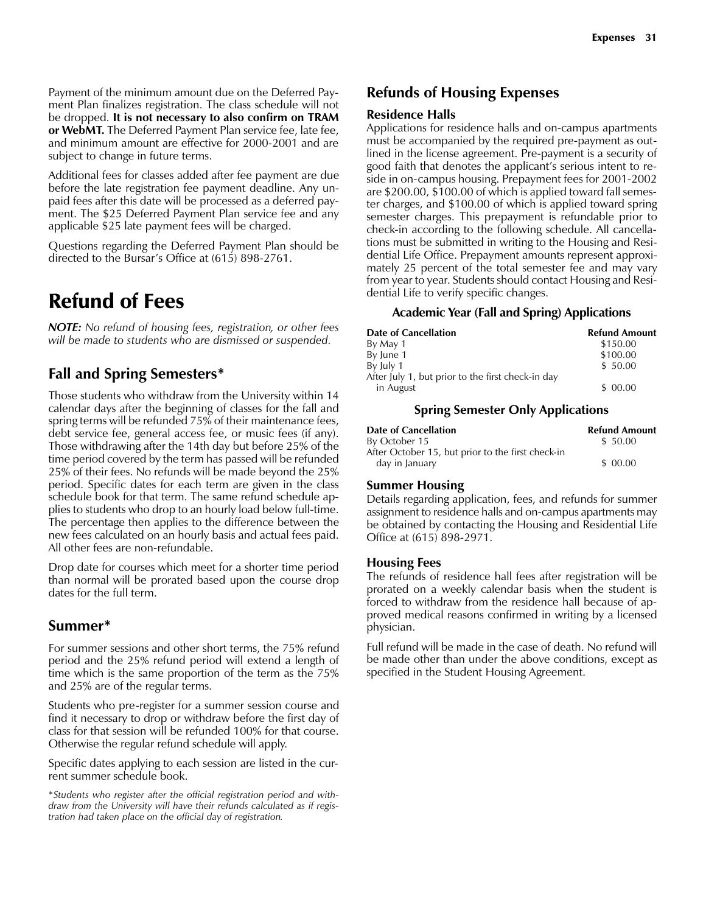Payment of the minimum amount due on the Deferred Payment Plan finalizes registration. The class schedule will not be dropped. **It is not necessary to also confirm on TRAM or WebMT.** The Deferred Payment Plan service fee, late fee, and minimum amount are effective for 2000-2001 and are subject to change in future terms.

Additional fees for classes added after fee payment are due before the late registration fee payment deadline. Any unpaid fees after this date will be processed as a deferred payment. The $25 Deferred Payment Plan service fee and any applicable $25 late payment fees will be charged.

Questions regarding the Deferred Payment Plan should be directed to the Bursar's Office at (615) 898-2761.

# Refund of Fees

***NOTE:*** *No refund of housing fees, registration, or other fees will be made to students who are dismissed or suspended.*

## Fall and Spring Semesters*

Those students who withdraw from the University within 14 calendar days after the beginning of classes for the fall and spring terms will be refunded 75% of their maintenance fees, debt service fee, general access fee, or music fees (if any). Those withdrawing after the 14th day but before 25% of the time period covered by the term has passed will be refunded 25% of their fees. No refunds will be made beyond the 25% period. Specific dates for each term are given in the class schedule book for that term. The same refund schedule applies to students who drop to an hourly load below full-time. The percentage then applies to the difference between the new fees calculated on an hourly basis and actual fees paid. All other fees are non-refundable.

Drop date for courses which meet for a shorter time period than normal will be prorated based upon the course drop dates for the full term.

## Summer*

For summer sessions and other short terms, the 75% refund period and the 25% refund period will extend a length of time which is the same proportion of the term as the 75% and 25% are of the regular terms.

Students who pre-register for a summer session course and find it necessary to drop or withdraw before the first day of class for that session will be refunded 100% for that course. Otherwise the regular refund schedule will apply.

Specific dates applying to each session are listed in the current summer schedule book.

**Students who register after the official registration period and withdraw from the University will have their refunds calculated as if registration had taken place on the official day of registration.*

## Refunds of Housing Expenses

### Residence Halls

Applications for residence halls and on-campus apartments must be accompanied by the required pre-payment as outlined in the license agreement. Pre-payment is a security of good faith that denotes the applicant's serious intent to reside in on-campus housing. Prepayment fees for 2001-2002 are $200.00, $100.00 of which is applied toward fall semester charges, and $100.00 of which is applied toward spring semester charges. This prepayment is refundable prior to check-in according to the following schedule. All cancellations must be submitted in writing to the Housing and Residential Life Office. Prepayment amounts represent approximately 25 percent of the total semester fee and may vary from year to year. Students should contact Housing and Residential Life to verify specific changes.

**Academic Year (Fall and Spring) Applications**

| Date of Cancellation | Refund Amount |
|---|---|
| By May 1 | $150.00 |
| By June 1 | $100.00 |
| By July 1 | $ 50.00 |
| After July 1, but prior to the first check-in day in August | $ 00.00 |

**Spring Semester Only Applications**

| Date of Cancellation | Refund Amount |
|---|---|
| By October 15 | $ 50.00 |
| After October 15, but prior to the first check-in day in January | $ 00.00 |

### Summer Housing

Details regarding application, fees, and refunds for summer assignment to residence halls and on-campus apartments may be obtained by contacting the Housing and Residential Life Office at (615) 898-2971.

### Housing Fees

The refunds of residence hall fees after registration will be prorated on a weekly calendar basis when the student is forced to withdraw from the residence hall because of approved medical reasons confirmed in writing by a licensed physician.

Full refund will be made in the case of death. No refund will be made other than under the above conditions, except as specified in the Student Housing Agreement.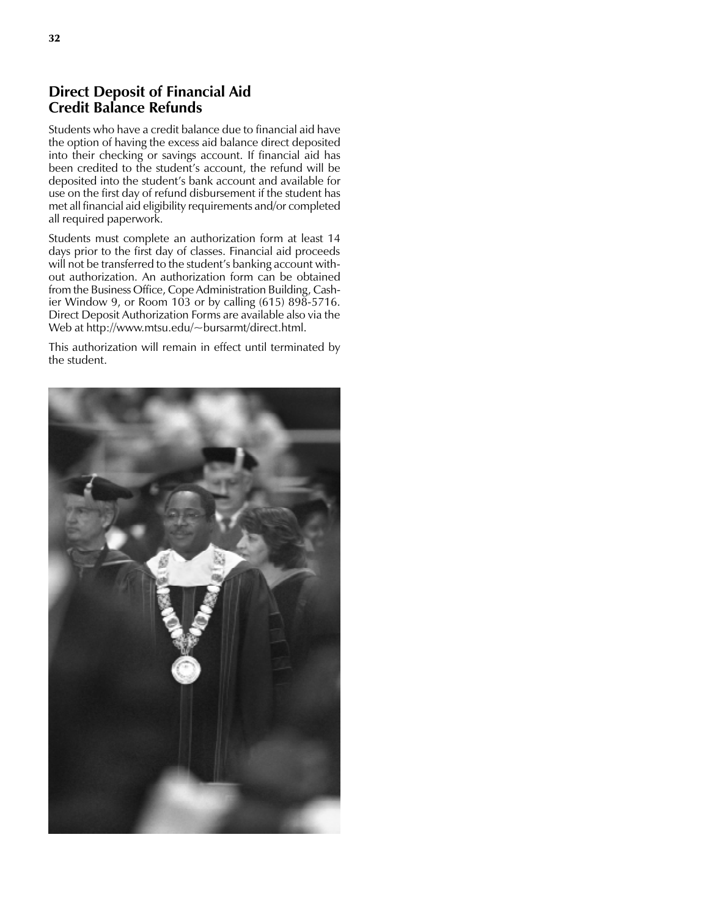## Direct Deposit of Financial Aid Credit Balance Refunds

Students who have a credit balance due to financial aid have the option of having the excess aid balance direct deposited into their checking or savings account. If financial aid has been credited to the student's account, the refund will be deposited into the student's bank account and available for use on the first day of refund disbursement if the student has met all financial aid eligibility requirements and/or completed all required paperwork.

Students must complete an authorization form at least 14 days prior to the first day of classes. Financial aid proceeds will not be transferred to the student's banking account without authorization. An authorization form can be obtained from the Business Office, Cope Administration Building, Cashier Window 9, or Room 103 or by calling (615) 898-5716. Direct Deposit Authorization Forms are available also via the Web at http://www.mtsu.edu/~bursarmt/direct.html.

This authorization will remain in effect until terminated by the student.